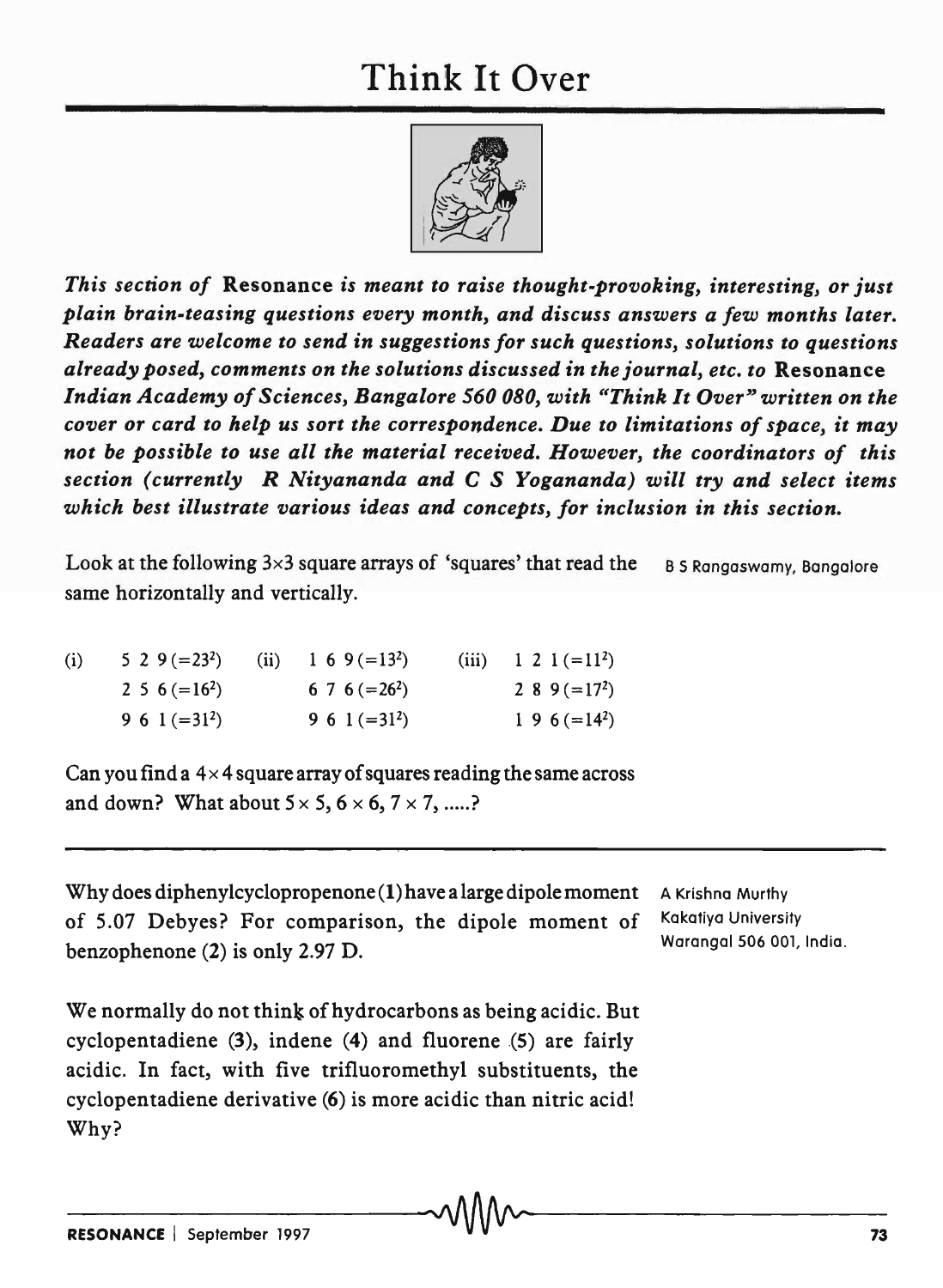# Think It Over

*This section of* **Resonance** *is meant to raise thought-provoking, interesting, or just plain brain-teasing questions every month, and discuss answers a few months later. Readers are welcome to send in suggestions for such questions, solutions to questions already posed, comments on the solutions discussed in the journal, etc. to* **Resonance** *Indian Academy of Sciences, Bangalore 560 080, with "Think It Over" written on the cover or card to help us sort the correspondence. Due to limitations of space, it may not be possible to use all the material received. However, the coordinators of this section (currently* ***R Nityananda and C S Yogananda****) will try and select items which best illustrate various ideas and concepts, for inclusion in this section.*

B S Rangaswamy, Bangalore

Look at the following 3×3 square arrays of 'squares' that read the same horizontally and vertically.

| | | | | | |
|---|---|---|---|---|---|
| (i) | 5 2 9 $(=23^2)$ | (ii) | 1 6 9 $(=13^2)$ | (iii) | 1 2 1 $(=11^2)$ |
| | 2 5 6 $(=16^2)$ | | 6 7 6 $(=26^2)$ | | 2 8 9 $(=17^2)$ |
| | 9 6 1 $(=31^2)$ | | 9 6 1 $(=31^2)$ | | 1 9 6 $(=14^2)$ |

Can you find a $4 \times 4$ square array of squares reading the same across and down? What about $5 \times 5$, $6 \times 6$, $7 \times 7$, .....?

---

A Krishna Murthy, Kakatiya University, Warangal 506 001, India.

Why does diphenylcyclopropenone (**1**) have a large dipole moment of 5.07 Debyes? For comparison, the dipole moment of benzophenone (**2**) is only 2.97 D.

We normally do not think of hydrocarbons as being acidic. But cyclopentadiene (**3**), indene (**4**) and fluorene (**5**) are fairly acidic. In fact, with five trifluoromethyl substituents, the cyclopentadiene derivative (**6**) is more acidic than nitric acid! Why?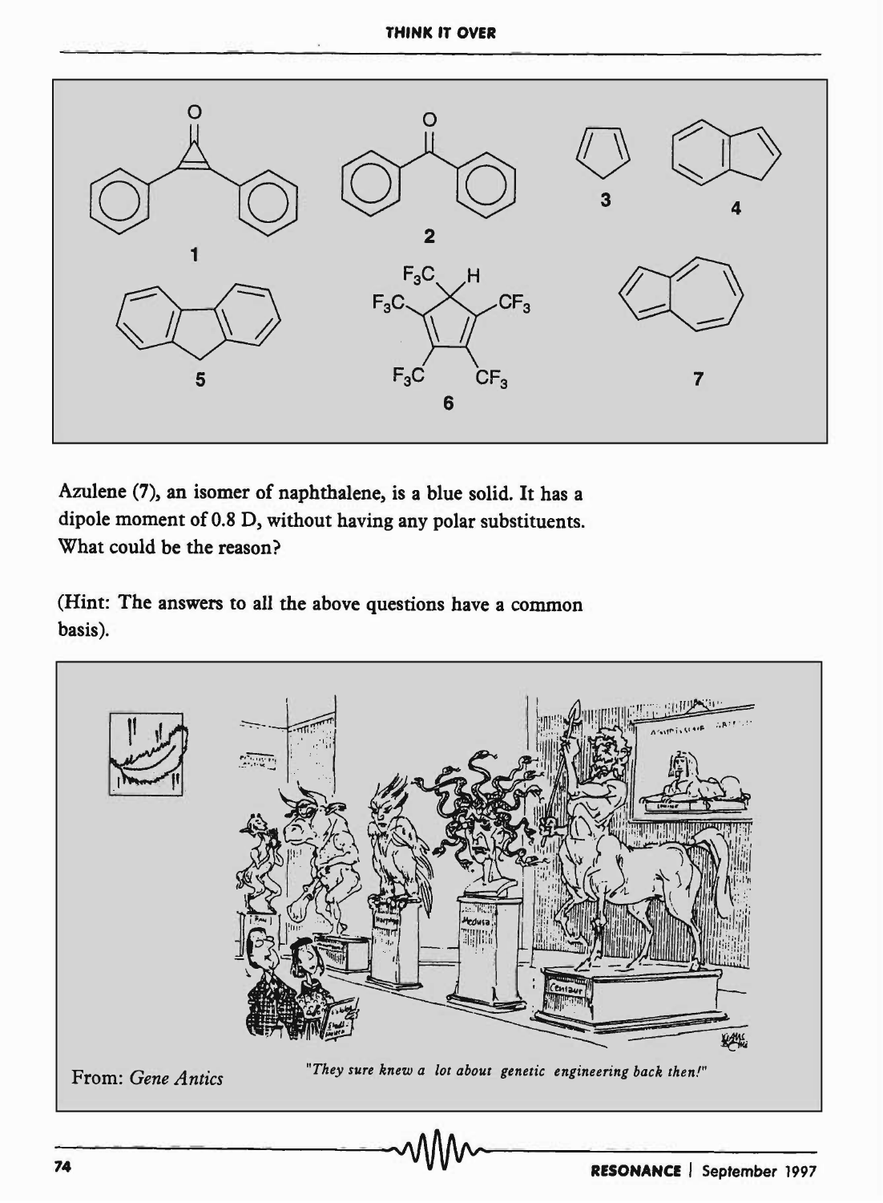Azulene (7), an isomer of naphthalene, is a blue solid. It has a dipole moment of 0.8 D, without having any polar substituents. What could be the reason?

(Hint: The answers to all the above questions have a common basis).

From: *Gene Antics*

*"They sure knew a lot about genetic engineering back then!"*